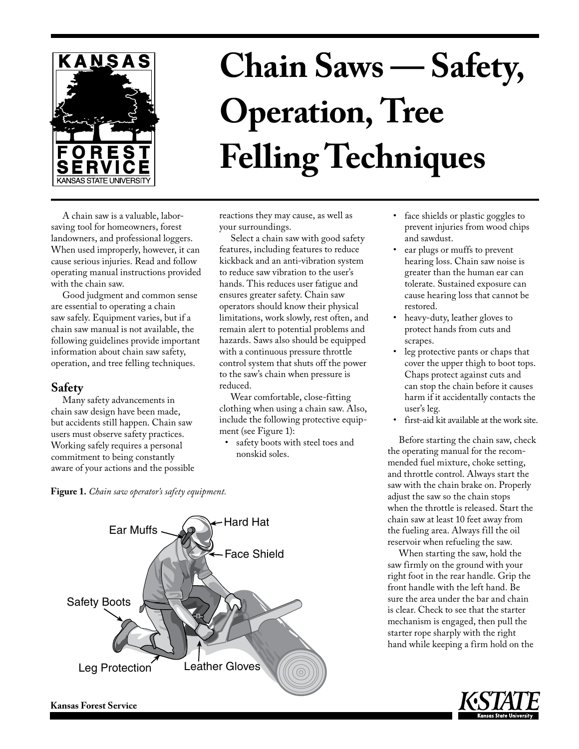# Chain Saws — Safety, Operation, Tree Felling Techniques

A chain saw is a valuable, labor-saving tool for homeowners, forest landowners, and professional loggers. When used improperly, however, it can cause serious injuries. Read and follow operating manual instructions provided with the chain saw.

Good judgment and common sense are essential to operating a chain saw safely. Equipment varies, but if a chain saw manual is not available, the following guidelines provide important information about chain saw safety, operation, and tree felling techniques.

## Safety

Many safety advancements in chain saw design have been made, but accidents still happen. Chain saw users must observe safety practices. Working safely requires a personal commitment to being constantly aware of your actions and the possible reactions they may cause, as well as your surroundings.

Select a chain saw with good safety features, including features to reduce kickback and an anti-vibration system to reduce saw vibration to the user's hands. This reduces user fatigue and ensures greater safety. Chain saw operators should know their physical limitations, work slowly, rest often, and remain alert to potential problems and hazards. Saws also should be equipped with a continuous pressure throttle control system that shuts off the power to the saw's chain when pressure is reduced.

Wear comfortable, close-fitting clothing when using a chain saw. Also, include the following protective equipment (see Figure 1):

- safety boots with steel toes and nonskid soles.
- face shields or plastic goggles to prevent injuries from wood chips and sawdust.
- ear plugs or muffs to prevent hearing loss. Chain saw noise is greater than the human ear can tolerate. Sustained exposure can cause hearing loss that cannot be restored.
- heavy-duty, leather gloves to protect hands from cuts and scrapes.
- leg protective pants or chaps that cover the upper thigh to boot tops. Chaps protect against cuts and can stop the chain before it causes harm if it accidentally contacts the user's leg.
- first-aid kit available at the work site.

**Figure 1.** *Chain saw operator's safety equipment.*

Before starting the chain saw, check the operating manual for the recommended fuel mixture, choke setting, and throttle control. Always start the saw with the chain brake on. Properly adjust the saw so the chain stops when the throttle is released. Start the chain saw at least 10 feet away from the fueling area. Always fill the oil reservoir when refueling the saw.

When starting the saw, hold the saw firmly on the ground with your right foot in the rear handle. Grip the front handle with the left hand. Be sure the area under the bar and chain is clear. Check to see that the starter mechanism is engaged, then pull the starter rope sharply with the right hand while keeping a firm hold on the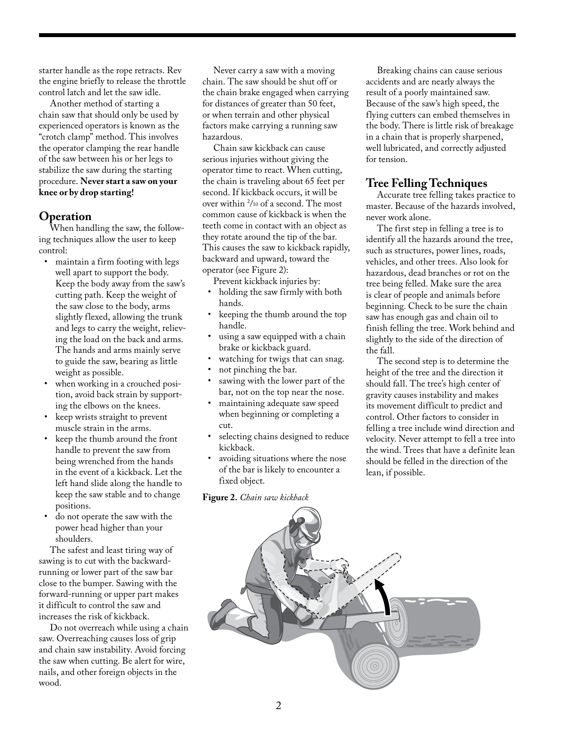starter handle as the rope retracts. Rev the engine briefly to release the throttle control latch and let the saw idle.

Another method of starting a chain saw that should only be used by experienced operators is known as the "crotch clamp" method. This involves the operator clamping the rear handle of the saw between his or her legs to stabilize the saw during the starting procedure. **Never start a saw on your knee or by drop starting!**

## Operation

When handling the saw, the following techniques allow the user to keep control:

- maintain a firm footing with legs well apart to support the body. Keep the body away from the saw's cutting path. Keep the weight of the saw close to the body, arms slightly flexed, allowing the trunk and legs to carry the weight, relieving the load on the back and arms. The hands and arms mainly serve to guide the saw, bearing as little weight as possible.
- when working in a crouched position, avoid back strain by supporting the elbows on the knees.
- keep wrists straight to prevent muscle strain in the arms.
- keep the thumb around the front handle to prevent the saw from being wrenched from the hands in the event of a kickback. Let the left hand slide along the handle to keep the saw stable and to change positions.
- do not operate the saw with the power head higher than your shoulders.

The safest and least tiring way of sawing is to cut with the backward-running or lower part of the saw bar close to the bumper. Sawing with the forward-running or upper part makes it difficult to control the saw and increases the risk of kickback.

Do not overreach while using a chain saw. Overreaching causes loss of grip and chain saw instability. Avoid forcing the saw when cutting. Be alert for wire, nails, and other foreign objects in the wood.

Never carry a saw with a moving chain. The saw should be shut off or the chain brake engaged when carrying for distances of greater than 50 feet, or when terrain and other physical factors make carrying a running saw hazardous.

Chain saw kickback can cause serious injuries without giving the operator time to react. When cutting, the chain is traveling about 65 feet per second. If kickback occurs, it will be over within $^{2}/_{10}$ of a second. The most common cause of kickback is when the teeth come in contact with an object as they rotate around the tip of the bar. This causes the saw to kickback rapidly, backward and upward, toward the operator (see Figure 2):

Prevent kickback injuries by:

- holding the saw firmly with both hands.
- keeping the thumb around the top handle.
- using a saw equipped with a chain brake or kickback guard.
- watching for twigs that can snag.
- not pinching the bar.
- sawing with the lower part of the bar, not on the top near the nose.
- maintaining adequate saw speed when beginning or completing a cut.
- selecting chains designed to reduce kickback.
- avoiding situations where the nose of the bar is likely to encounter a fixed object.

**Figure 2.** *Chain saw kickback*

Breaking chains can cause serious accidents and are nearly always the result of a poorly maintained saw. Because of the saw's high speed, the flying cutters can embed themselves in the body. There is little risk of breakage in a chain that is properly sharpened, well lubricated, and correctly adjusted for tension.

## Tree Felling Techniques

Accurate tree felling takes practice to master. Because of the hazards involved, never work alone.

The first step in felling a tree is to identify all the hazards around the tree, such as structures, power lines, roads, vehicles, and other trees. Also look for hazardous, dead branches or rot on the tree being felled. Make sure the area is clear of people and animals before beginning. Check to be sure the chain saw has enough gas and chain oil to finish felling the tree. Work behind and slightly to the side of the direction of the fall.

The second step is to determine the height of the tree and the direction it should fall. The tree's high center of gravity causes instability and makes its movement difficult to predict and control. Other factors to consider in felling a tree include wind direction and velocity. Never attempt to fell a tree into the wind. Trees that have a definite lean should be felled in the direction of the lean, if possible.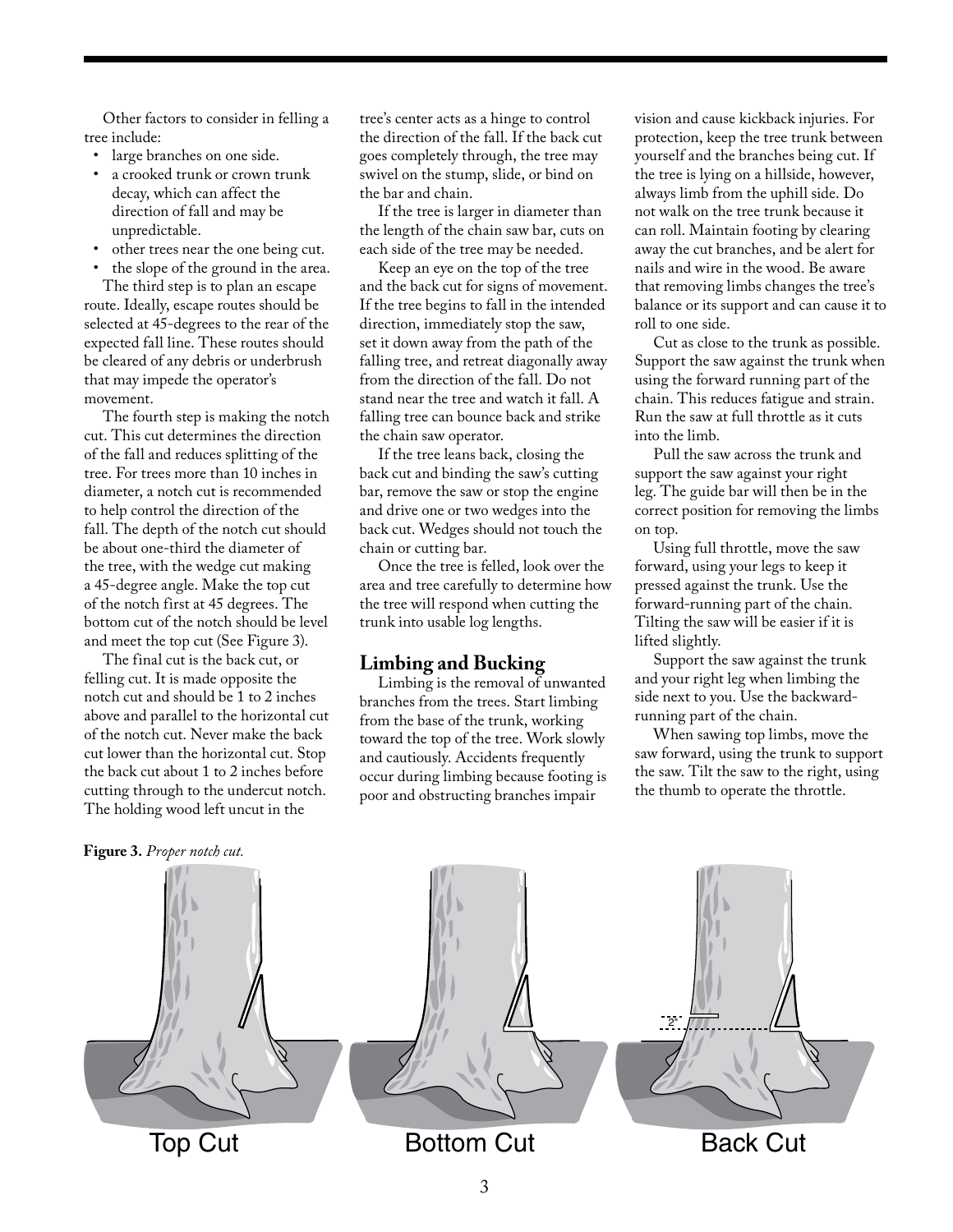Other factors to consider in felling a tree include:

- large branches on one side.
- a crooked trunk or crown trunk decay, which can affect the direction of fall and may be unpredictable.
- other trees near the one being cut.
- the slope of the ground in the area.

The third step is to plan an escape route. Ideally, escape routes should be selected at 45-degrees to the rear of the expected fall line. These routes should be cleared of any debris or underbrush that may impede the operator's movement.

The fourth step is making the notch cut. This cut determines the direction of the fall and reduces splitting of the tree. For trees more than 10 inches in diameter, a notch cut is recommended to help control the direction of the fall. The depth of the notch cut should be about one-third the diameter of the tree, with the wedge cut making a 45-degree angle. Make the top cut of the notch first at 45 degrees. The bottom cut of the notch should be level and meet the top cut (See Figure 3).

The final cut is the back cut, or felling cut. It is made opposite the notch cut and should be 1 to 2 inches above and parallel to the horizontal cut of the notch cut. Never make the back cut lower than the horizontal cut. Stop the back cut about 1 to 2 inches before cutting through to the undercut notch. The holding wood left uncut in the tree's center acts as a hinge to control the direction of the fall. If the back cut goes completely through, the tree may swivel on the stump, slide, or bind on the bar and chain.

If the tree is larger in diameter than the length of the chain saw bar, cuts on each side of the tree may be needed.

Keep an eye on the top of the tree and the back cut for signs of movement. If the tree begins to fall in the intended direction, immediately stop the saw, set it down away from the path of the falling tree, and retreat diagonally away from the direction of the fall. Do not stand near the tree and watch it fall. A falling tree can bounce back and strike the chain saw operator.

If the tree leans back, closing the back cut and binding the saw's cutting bar, remove the saw or stop the engine and drive one or two wedges into the back cut. Wedges should not touch the chain or cutting bar.

Once the tree is felled, look over the area and tree carefully to determine how the tree will respond when cutting the trunk into usable log lengths.

## Limbing and Bucking

Limbing is the removal of unwanted branches from the trees. Start limbing from the base of the trunk, working toward the top of the tree. Work slowly and cautiously. Accidents frequently occur during limbing because footing is poor and obstructing branches impair vision and cause kickback injuries. For protection, keep the tree trunk between yourself and the branches being cut. If the tree is lying on a hillside, however, always limb from the uphill side. Do not walk on the tree trunk because it can roll. Maintain footing by clearing away the cut branches, and be alert for nails and wire in the wood. Be aware that removing limbs changes the tree's balance or its support and can cause it to roll to one side.

Cut as close to the trunk as possible. Support the saw against the trunk when using the forward running part of the chain. This reduces fatigue and strain. Run the saw at full throttle as it cuts into the limb.

Pull the saw across the trunk and support the saw against your right leg. The guide bar will then be in the correct position for removing the limbs on top.

Using full throttle, move the saw forward, using your legs to keep it pressed against the trunk. Use the forward-running part of the chain. Tilting the saw will be easier if it is lifted slightly.

Support the saw against the trunk and your right leg when limbing the side next to you. Use the backward-running part of the chain.

When sawing top limbs, move the saw forward, using the trunk to support the saw. Tilt the saw to the right, using the thumb to operate the throttle.

**Figure 3.** *Proper notch cut.*

Top Cut — Bottom Cut — Back Cut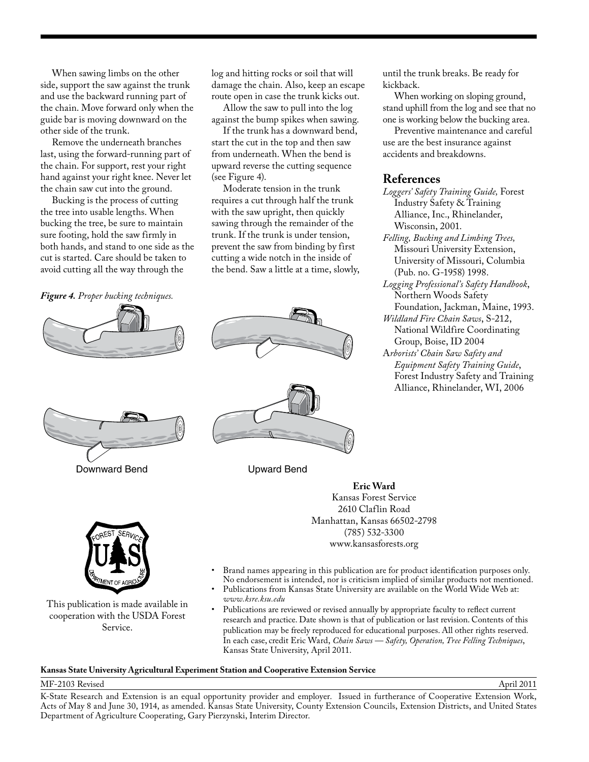When sawing limbs on the other side, support the saw against the trunk and use the backward running part of the chain. Move forward only when the guide bar is moving downward on the other side of the trunk.

Remove the underneath branches last, using the forward-running part of the chain. For support, rest your right hand against your right knee. Never let the chain saw cut into the ground.

Bucking is the process of cutting the tree into usable lengths. When bucking the tree, be sure to maintain sure footing, hold the saw firmly in both hands, and stand to one side as the cut is started. Care should be taken to avoid cutting all the way through the log and hitting rocks or soil that will damage the chain. Also, keep an escape route open in case the trunk kicks out.

Allow the saw to pull into the log against the bump spikes when sawing.

If the trunk has a downward bend, start the cut in the top and then saw from underneath. When the bend is upward reverse the cutting sequence (see Figure 4).

Moderate tension in the trunk requires a cut through half the trunk with the saw upright, then quickly sawing through the remainder of the trunk. If the trunk is under tension, prevent the saw from binding by first cutting a wide notch in the inside of the bend. Saw a little at a time, slowly, until the trunk breaks. Be ready for kickback.

When working on sloping ground, stand uphill from the log and see that no one is working below the bucking area.

Preventive maintenance and careful use are the best insurance against accidents and breakdowns.

***Figure 4.*** *Proper bucking techniques.*

Downward Bend

Upward Bend

## References

*Loggers' Safety Training Guide,* Forest Industry Safety & Training Alliance, Inc., Rhinelander, Wisconsin, 2001.

*Felling, Bucking and Limbing Trees,* Missouri University Extension, University of Missouri, Columbia (Pub. no. G-1958) 1998.

*Logging Professional's Safety Handbook*, Northern Woods Safety Foundation, Jackman, Maine, 1993.

*Wildland Fire Chain Saws*, S-212, National Wildfire Coordinating Group, Boise, ID 2004

A*rborists' Chain Saw Safety and Equipment Safety Training Guide*, Forest Industry Safety and Training Alliance, Rhinelander, WI, 2006

**Eric Ward**
Kansas Forest Service
2610 Claflin Road
Manhattan, Kansas 66502-2798
(785) 532-3300
www.kansasforests.org

This publication is made available in cooperation with the USDA Forest Service.

- Brand names appearing in this publication are for product identification purposes only. No endorsement is intended, nor is criticism implied of similar products not mentioned.
- Publications from Kansas State University are available on the World Wide Web at: *www.ksre.ksu.edu*
- Publications are reviewed or revised annually by appropriate faculty to reflect current research and practice. Date shown is that of publication or last revision. Contents of this publication may be freely reproduced for educational purposes. All other rights reserved. In each case, credit Eric Ward, *Chain Saws — Safety, Operation, Tree Felling Techniques*, Kansas State University, April 2011.

**Kansas State University Agricultural Experiment Station and Cooperative Extension Service**

MF-2103 Revised April 2011

K-State Research and Extension is an equal opportunity provider and employer. Issued in furtherance of Cooperative Extension Work, Acts of May 8 and June 30, 1914, as amended. Kansas State University, County Extension Councils, Extension Districts, and United States Department of Agriculture Cooperating, Gary Pierzynski, Interim Director.